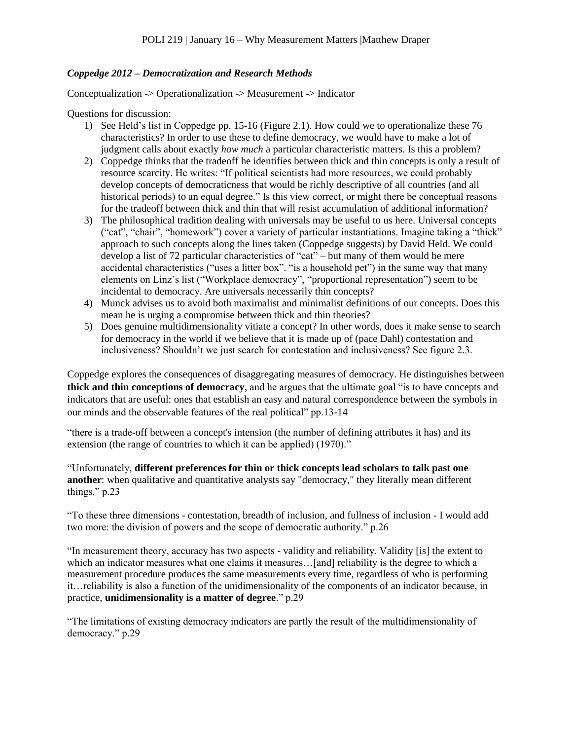POLI 219 | January 16 – Why Measurement Matters |Matthew Draper

### *Coppedge 2012 – Democratization and Research Methods*

Conceptualization -> Operationalization -> Measurement -> Indicator

Questions for discussion:

1) See Held's list in Coppedge pp. 15-16 (Figure 2.1). How could we to operationalize these 76 characteristics? In order to use these to define democracy, we would have to make a lot of judgment calls about exactly *how much* a particular characteristic matters. Is this a problem?
2) Coppedge thinks that the tradeoff he identifies between thick and thin concepts is only a result of resource scarcity. He writes: "If political scientists had more resources, we could probably develop concepts of democraticness that would be richly descriptive of all countries (and all historical periods) to an equal degree." Is this view correct, or might there be conceptual reasons for the tradeoff between thick and thin that will resist accumulation of additional information?
3) The philosophical tradition dealing with universals may be useful to us here. Universal concepts ("cat", "chair", "homework") cover a variety of particular instantiations. Imagine taking a "thick" approach to such concepts along the lines taken (Coppedge suggests) by David Held. We could develop a list of 72 particular characteristics of "cat" – but many of them would be mere accidental characteristics ("uses a litter box". "is a household pet") in the same way that many elements on Linz's list ("Workplace democracy", "proportional representation") seem to be incidental to democracy. Are universals necessarily thin concepts?
4) Munck advises us to avoid both maximalist and minimalist definitions of our concepts. Does this mean he is urging a compromise between thick and thin theories?
5) Does genuine multidimensionality vitiate a concept? In other words, does it make sense to search for democracy in the world if we believe that it is made up of (pace Dahl) contestation and inclusiveness? Shouldn't we just search for contestation and inclusiveness? See figure 2.3.

Coppedge explores the consequences of disaggregating measures of democracy. He distinguishes between **thick and thin conceptions of democracy**, and he argues that the ultimate goal "is to have concepts and indicators that are useful: ones that establish an easy and natural correspondence between the symbols in our minds and the observable features of the real political" pp.13-14

"there is a trade-off between a concept's intension (the number of defining attributes it has) and its extension (the range of countries to which it can be applied) (1970)."

"Unfortunately, **different preferences for thin or thick concepts lead scholars to talk past one another**: when qualitative and quantitative analysts say "democracy," they literally mean different things." p.23

"To these three dimensions - contestation, breadth of inclusion, and fullness of inclusion - I would add two more: the division of powers and the scope of democratic authority." p.26

"In measurement theory, accuracy has two aspects - validity and reliability. Validity [is] the extent to which an indicator measures what one claims it measures…[and] reliability is the degree to which a measurement procedure produces the same measurements every time, regardless of who is performing it…reliability is also a function of the unidimensionality of the components of an indicator because, in practice, **unidimensionality is a matter of degree**." p.29

"The limitations of existing democracy indicators are partly the result of the multidimensionality of democracy." p.29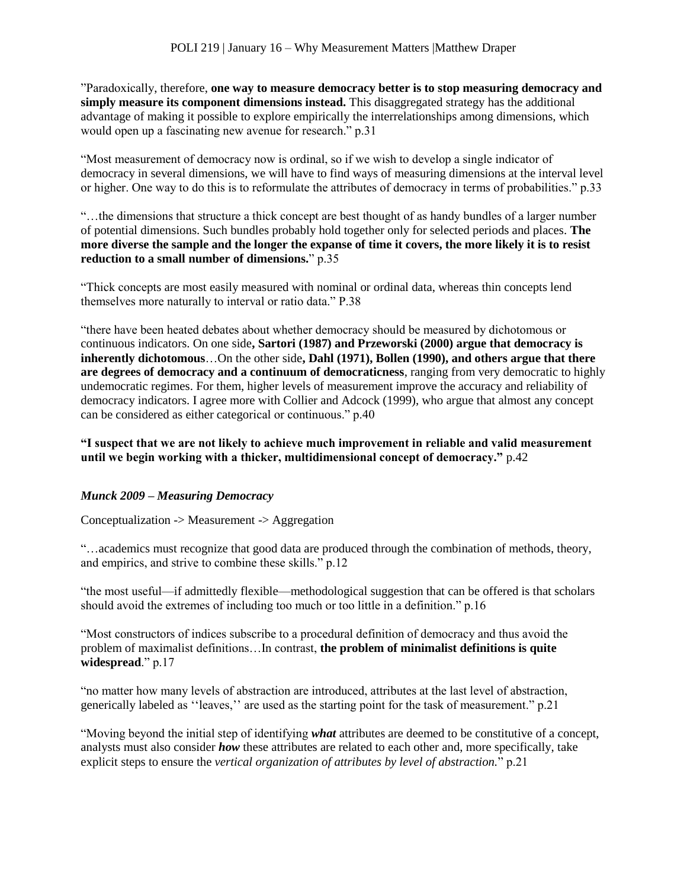"Paradoxically, therefore, **one way to measure democracy better is to stop measuring democracy and simply measure its component dimensions instead.** This disaggregated strategy has the additional advantage of making it possible to explore empirically the interrelationships among dimensions, which would open up a fascinating new avenue for research." p.31

"Most measurement of democracy now is ordinal, so if we wish to develop a single indicator of democracy in several dimensions, we will have to find ways of measuring dimensions at the interval level or higher. One way to do this is to reformulate the attributes of democracy in terms of probabilities." p.33

"…the dimensions that structure a thick concept are best thought of as handy bundles of a larger number of potential dimensions. Such bundles probably hold together only for selected periods and places. **The more diverse the sample and the longer the expanse of time it covers, the more likely it is to resist reduction to a small number of dimensions.**" p.35

"Thick concepts are most easily measured with nominal or ordinal data, whereas thin concepts lend themselves more naturally to interval or ratio data." P.38

"there have been heated debates about whether democracy should be measured by dichotomous or continuous indicators. On one side**, Sartori (1987) and Przeworski (2000) argue that democracy is inherently dichotomous**…On the other side**, Dahl (1971), Bollen (1990), and others argue that there are degrees of democracy and a continuum of democraticness**, ranging from very democratic to highly undemocratic regimes. For them, higher levels of measurement improve the accuracy and reliability of democracy indicators. I agree more with Collier and Adcock (1999), who argue that almost any concept can be considered as either categorical or continuous." p.40

**"I suspect that we are not likely to achieve much improvement in reliable and valid measurement until we begin working with a thicker, multidimensional concept of democracy."** p.42

***Munck 2009 – Measuring Democracy***

Conceptualization -> Measurement -> Aggregation

"…academics must recognize that good data are produced through the combination of methods, theory, and empirics, and strive to combine these skills." p.12

"the most useful—if admittedly flexible—methodological suggestion that can be offered is that scholars should avoid the extremes of including too much or too little in a definition." p.16

"Most constructors of indices subscribe to a procedural definition of democracy and thus avoid the problem of maximalist definitions…In contrast, **the problem of minimalist definitions is quite widespread**." p.17

"no matter how many levels of abstraction are introduced, attributes at the last level of abstraction, generically labeled as ''leaves,'' are used as the starting point for the task of measurement." p.21

"Moving beyond the initial step of identifying ***what*** attributes are deemed to be constitutive of a concept, analysts must also consider ***how*** these attributes are related to each other and, more specifically, take explicit steps to ensure the *vertical organization of attributes by level of abstraction.*" p.21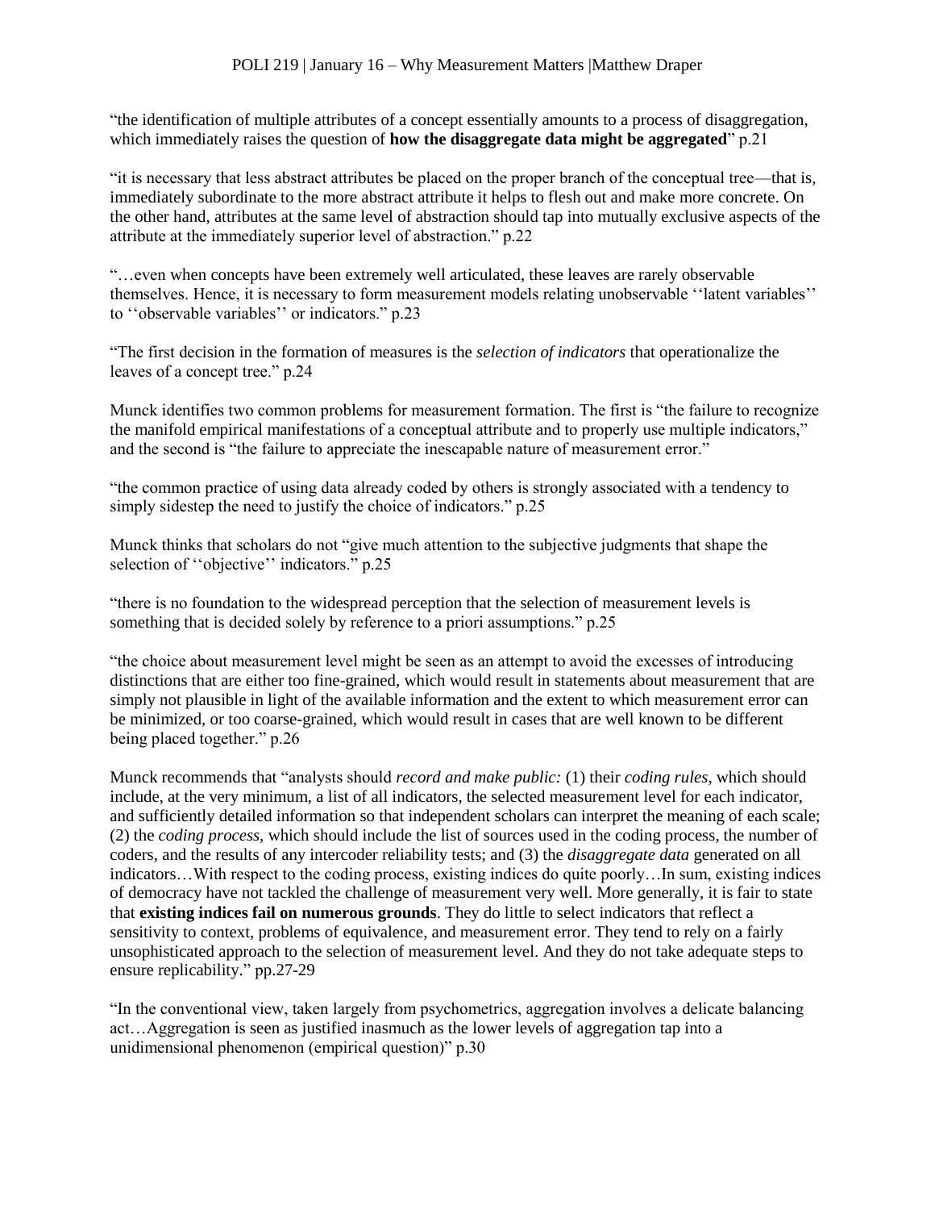"the identification of multiple attributes of a concept essentially amounts to a process of disaggregation, which immediately raises the question of **how the disaggregate data might be aggregated**" p.21

"it is necessary that less abstract attributes be placed on the proper branch of the conceptual tree—that is, immediately subordinate to the more abstract attribute it helps to flesh out and make more concrete. On the other hand, attributes at the same level of abstraction should tap into mutually exclusive aspects of the attribute at the immediately superior level of abstraction." p.22

"…even when concepts have been extremely well articulated, these leaves are rarely observable themselves. Hence, it is necessary to form measurement models relating unobservable ''latent variables'' to ''observable variables'' or indicators." p.23

"The first decision in the formation of measures is the *selection of indicators* that operationalize the leaves of a concept tree." p.24

Munck identifies two common problems for measurement formation. The first is "the failure to recognize the manifold empirical manifestations of a conceptual attribute and to properly use multiple indicators," and the second is "the failure to appreciate the inescapable nature of measurement error."

"the common practice of using data already coded by others is strongly associated with a tendency to simply sidestep the need to justify the choice of indicators." p.25

Munck thinks that scholars do not "give much attention to the subjective judgments that shape the selection of ''objective'' indicators." p.25

"there is no foundation to the widespread perception that the selection of measurement levels is something that is decided solely by reference to a priori assumptions." p.25

"the choice about measurement level might be seen as an attempt to avoid the excesses of introducing distinctions that are either too fine-grained, which would result in statements about measurement that are simply not plausible in light of the available information and the extent to which measurement error can be minimized, or too coarse-grained, which would result in cases that are well known to be different being placed together." p.26

Munck recommends that "analysts should *record and make public:* (1) their *coding rules,* which should include, at the very minimum, a list of all indicators, the selected measurement level for each indicator, and sufficiently detailed information so that independent scholars can interpret the meaning of each scale; (2) the *coding process,* which should include the list of sources used in the coding process, the number of coders, and the results of any intercoder reliability tests; and (3) the *disaggregate data* generated on all indicators…With respect to the coding process, existing indices do quite poorly…In sum, existing indices of democracy have not tackled the challenge of measurement very well. More generally, it is fair to state that **existing indices fail on numerous grounds**. They do little to select indicators that reflect a sensitivity to context, problems of equivalence, and measurement error. They tend to rely on a fairly unsophisticated approach to the selection of measurement level. And they do not take adequate steps to ensure replicability." pp.27-29

"In the conventional view, taken largely from psychometrics, aggregation involves a delicate balancing act…Aggregation is seen as justified inasmuch as the lower levels of aggregation tap into a unidimensional phenomenon (empirical question)" p.30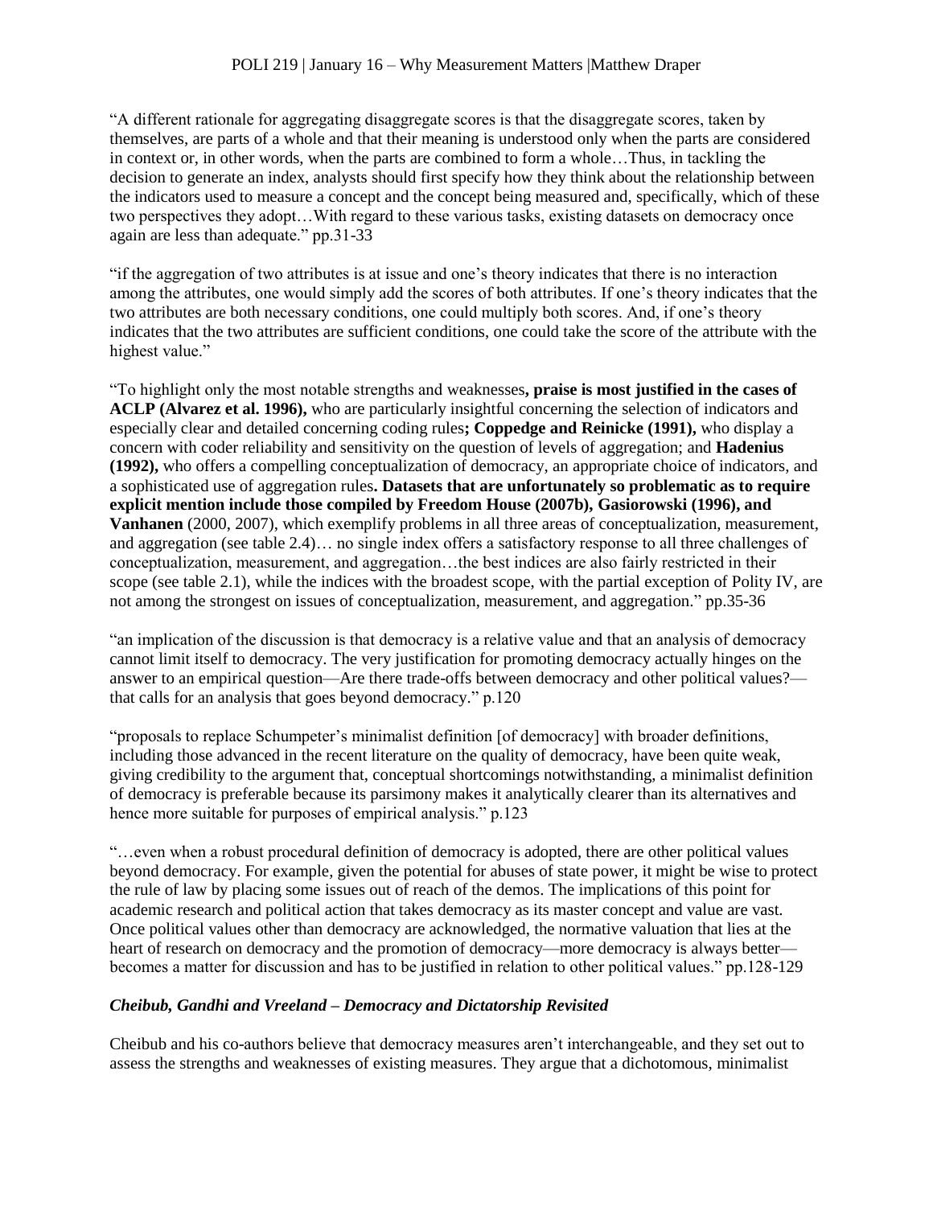"A different rationale for aggregating disaggregate scores is that the disaggregate scores, taken by themselves, are parts of a whole and that their meaning is understood only when the parts are considered in context or, in other words, when the parts are combined to form a whole…Thus, in tackling the decision to generate an index, analysts should first specify how they think about the relationship between the indicators used to measure a concept and the concept being measured and, specifically, which of these two perspectives they adopt…With regard to these various tasks, existing datasets on democracy once again are less than adequate." pp.31-33

"if the aggregation of two attributes is at issue and one's theory indicates that there is no interaction among the attributes, one would simply add the scores of both attributes. If one's theory indicates that the two attributes are both necessary conditions, one could multiply both scores. And, if one's theory indicates that the two attributes are sufficient conditions, one could take the score of the attribute with the highest value."

"To highlight only the most notable strengths and weaknesses**, praise is most justified in the cases of ACLP (Alvarez et al. 1996),** who are particularly insightful concerning the selection of indicators and especially clear and detailed concerning coding rules**; Coppedge and Reinicke (1991),** who display a concern with coder reliability and sensitivity on the question of levels of aggregation; and **Hadenius (1992),** who offers a compelling conceptualization of democracy, an appropriate choice of indicators, and a sophisticated use of aggregation rules**. Datasets that are unfortunately so problematic as to require explicit mention include those compiled by Freedom House (2007b), Gasiorowski (1996), and Vanhanen** (2000, 2007), which exemplify problems in all three areas of conceptualization, measurement, and aggregation (see table 2.4)… no single index offers a satisfactory response to all three challenges of conceptualization, measurement, and aggregation…the best indices are also fairly restricted in their scope (see table 2.1), while the indices with the broadest scope, with the partial exception of Polity IV, are not among the strongest on issues of conceptualization, measurement, and aggregation." pp.35-36

"an implication of the discussion is that democracy is a relative value and that an analysis of democracy cannot limit itself to democracy. The very justification for promoting democracy actually hinges on the answer to an empirical question—Are there trade-offs between democracy and other political values?—that calls for an analysis that goes beyond democracy." p.120

"proposals to replace Schumpeter's minimalist definition [of democracy] with broader definitions, including those advanced in the recent literature on the quality of democracy, have been quite weak, giving credibility to the argument that, conceptual shortcomings notwithstanding, a minimalist definition of democracy is preferable because its parsimony makes it analytically clearer than its alternatives and hence more suitable for purposes of empirical analysis." p.123

"…even when a robust procedural definition of democracy is adopted, there are other political values beyond democracy. For example, given the potential for abuses of state power, it might be wise to protect the rule of law by placing some issues out of reach of the demos. The implications of this point for academic research and political action that takes democracy as its master concept and value are vast. Once political values other than democracy are acknowledged, the normative valuation that lies at the heart of research on democracy and the promotion of democracy—more democracy is always better—becomes a matter for discussion and has to be justified in relation to other political values." pp.128-129

### *Cheibub, Gandhi and Vreeland – Democracy and Dictatorship Revisited*

Cheibub and his co-authors believe that democracy measures aren't interchangeable, and they set out to assess the strengths and weaknesses of existing measures. They argue that a dichotomous, minimalist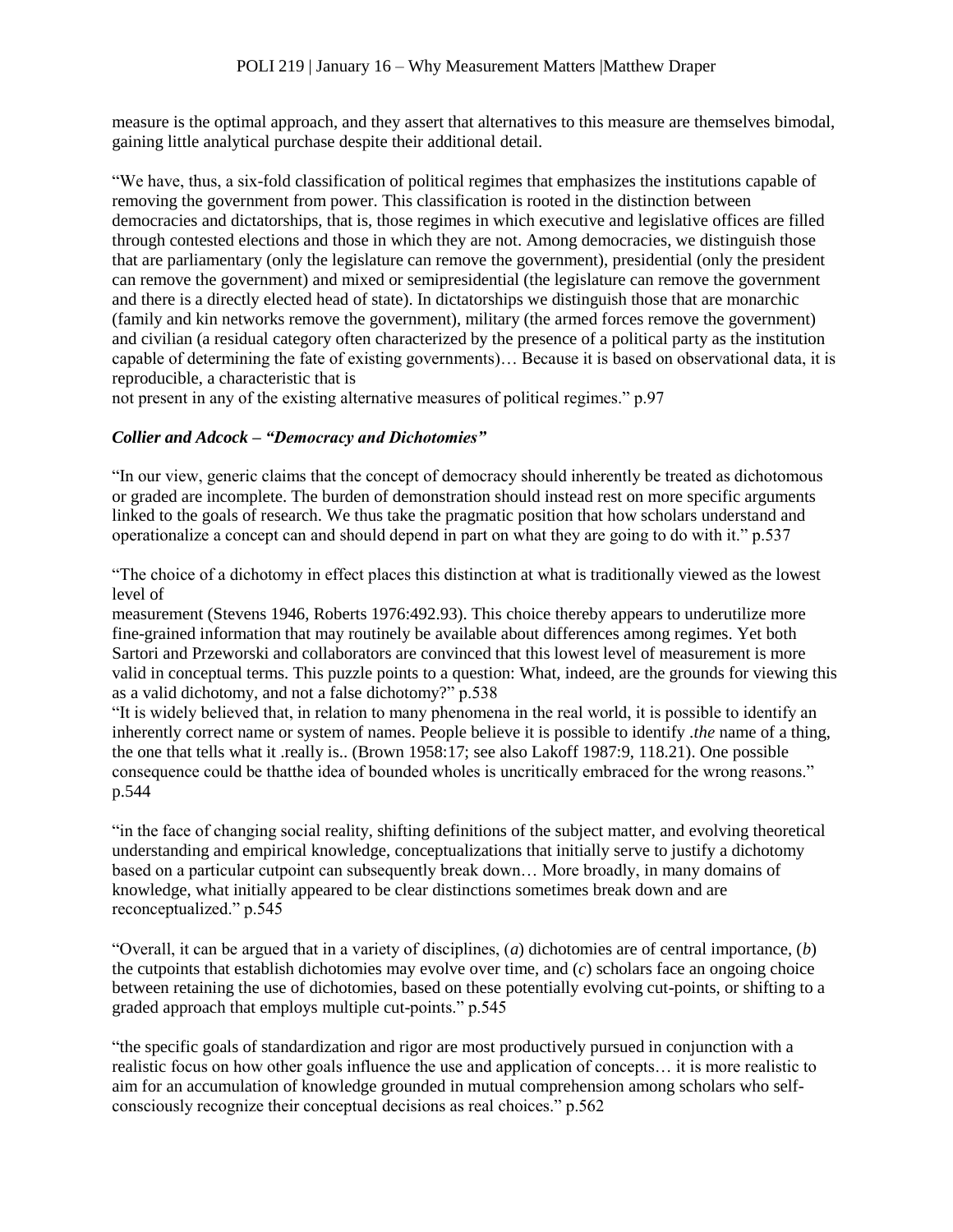measure is the optimal approach, and they assert that alternatives to this measure are themselves bimodal, gaining little analytical purchase despite their additional detail.

"We have, thus, a six-fold classification of political regimes that emphasizes the institutions capable of removing the government from power. This classification is rooted in the distinction between democracies and dictatorships, that is, those regimes in which executive and legislative offices are filled through contested elections and those in which they are not. Among democracies, we distinguish those that are parliamentary (only the legislature can remove the government), presidential (only the president can remove the government) and mixed or semipresidential (the legislature can remove the government and there is a directly elected head of state). In dictatorships we distinguish those that are monarchic (family and kin networks remove the government), military (the armed forces remove the government) and civilian (a residual category often characterized by the presence of a political party as the institution capable of determining the fate of existing governments)… Because it is based on observational data, it is reproducible, a characteristic that is
not present in any of the existing alternative measures of political regimes." p.97

### *Collier and Adcock – "Democracy and Dichotomies"*

"In our view, generic claims that the concept of democracy should inherently be treated as dichotomous or graded are incomplete. The burden of demonstration should instead rest on more specific arguments linked to the goals of research. We thus take the pragmatic position that how scholars understand and operationalize a concept can and should depend in part on what they are going to do with it." p.537

"The choice of a dichotomy in effect places this distinction at what is traditionally viewed as the lowest level of
measurement (Stevens 1946, Roberts 1976:492.93). This choice thereby appears to underutilize more fine-grained information that may routinely be available about differences among regimes. Yet both Sartori and Przeworski and collaborators are convinced that this lowest level of measurement is more valid in conceptual terms. This puzzle points to a question: What, indeed, are the grounds for viewing this as a valid dichotomy, and not a false dichotomy?" p.538
"It is widely believed that, in relation to many phenomena in the real world, it is possible to identify an inherently correct name or system of names. People believe it is possible to identify .*the* name of a thing, the one that tells what it .really is.. (Brown 1958:17; see also Lakoff 1987:9, 118.21). One possible consequence could be thatthe idea of bounded wholes is uncritically embraced for the wrong reasons." p.544

"in the face of changing social reality, shifting definitions of the subject matter, and evolving theoretical understanding and empirical knowledge, conceptualizations that initially serve to justify a dichotomy based on a particular cutpoint can subsequently break down… More broadly, in many domains of knowledge, what initially appeared to be clear distinctions sometimes break down and are reconceptualized." p.545

"Overall, it can be argued that in a variety of disciplines, (*a*) dichotomies are of central importance, (*b*) the cutpoints that establish dichotomies may evolve over time, and (*c*) scholars face an ongoing choice between retaining the use of dichotomies, based on these potentially evolving cut-points, or shifting to a graded approach that employs multiple cut-points." p.545

"the specific goals of standardization and rigor are most productively pursued in conjunction with a realistic focus on how other goals influence the use and application of concepts… it is more realistic to aim for an accumulation of knowledge grounded in mutual comprehension among scholars who self-consciously recognize their conceptual decisions as real choices." p.562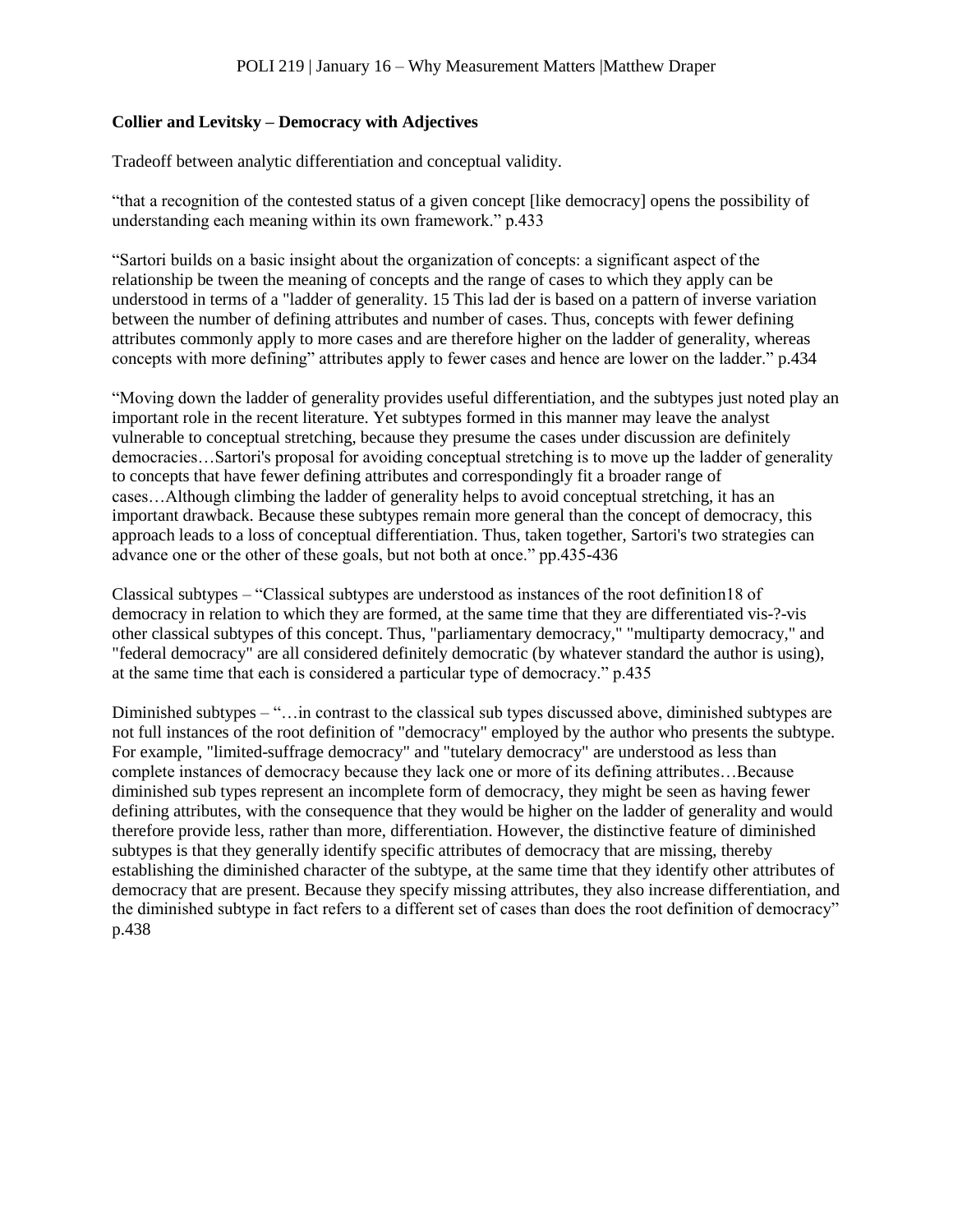**Collier and Levitsky – Democracy with Adjectives**

Tradeoff between analytic differentiation and conceptual validity.

“that a recognition of the contested status of a given concept [like democracy] opens the possibility of understanding each meaning within its own framework.” p.433

“Sartori builds on a basic insight about the organization of concepts: a significant aspect of the relationship be tween the meaning of concepts and the range of cases to which they apply can be understood in terms of a "ladder of generality. 15 This lad der is based on a pattern of inverse variation between the number of defining attributes and number of cases. Thus, concepts with fewer defining attributes commonly apply to more cases and are therefore higher on the ladder of generality, whereas concepts with more defining” attributes apply to fewer cases and hence are lower on the ladder.” p.434

“Moving down the ladder of generality provides useful differentiation, and the subtypes just noted play an important role in the recent literature. Yet subtypes formed in this manner may leave the analyst vulnerable to conceptual stretching, because they presume the cases under discussion are definitely democracies…Sartori's proposal for avoiding conceptual stretching is to move up the ladder of generality to concepts that have fewer defining attributes and correspondingly fit a broader range of cases…Although climbing the ladder of generality helps to avoid conceptual stretching, it has an important drawback. Because these subtypes remain more general than the concept of democracy, this approach leads to a loss of conceptual differentiation. Thus, taken together, Sartori's two strategies can advance one or the other of these goals, but not both at once.” pp.435-436

Classical subtypes – “Classical subtypes are understood as instances of the root definition18 of democracy in relation to which they are formed, at the same time that they are differentiated vis-?-vis other classical subtypes of this concept. Thus, "parliamentary democracy," "multiparty democracy," and "federal democracy" are all considered definitely democratic (by whatever standard the author is using), at the same time that each is considered a particular type of democracy.” p.435

Diminished subtypes – “…in contrast to the classical sub types discussed above, diminished subtypes are not full instances of the root definition of "democracy" employed by the author who presents the subtype. For example, "limited-suffrage democracy" and "tutelary democracy" are understood as less than complete instances of democracy because they lack one or more of its defining attributes…Because diminished sub types represent an incomplete form of democracy, they might be seen as having fewer defining attributes, with the consequence that they would be higher on the ladder of generality and would therefore provide less, rather than more, differentiation. However, the distinctive feature of diminished subtypes is that they generally identify specific attributes of democracy that are missing, thereby establishing the diminished character of the subtype, at the same time that they identify other attributes of democracy that are present. Because they specify missing attributes, they also increase differentiation, and the diminished subtype in fact refers to a different set of cases than does the root definition of democracy” p.438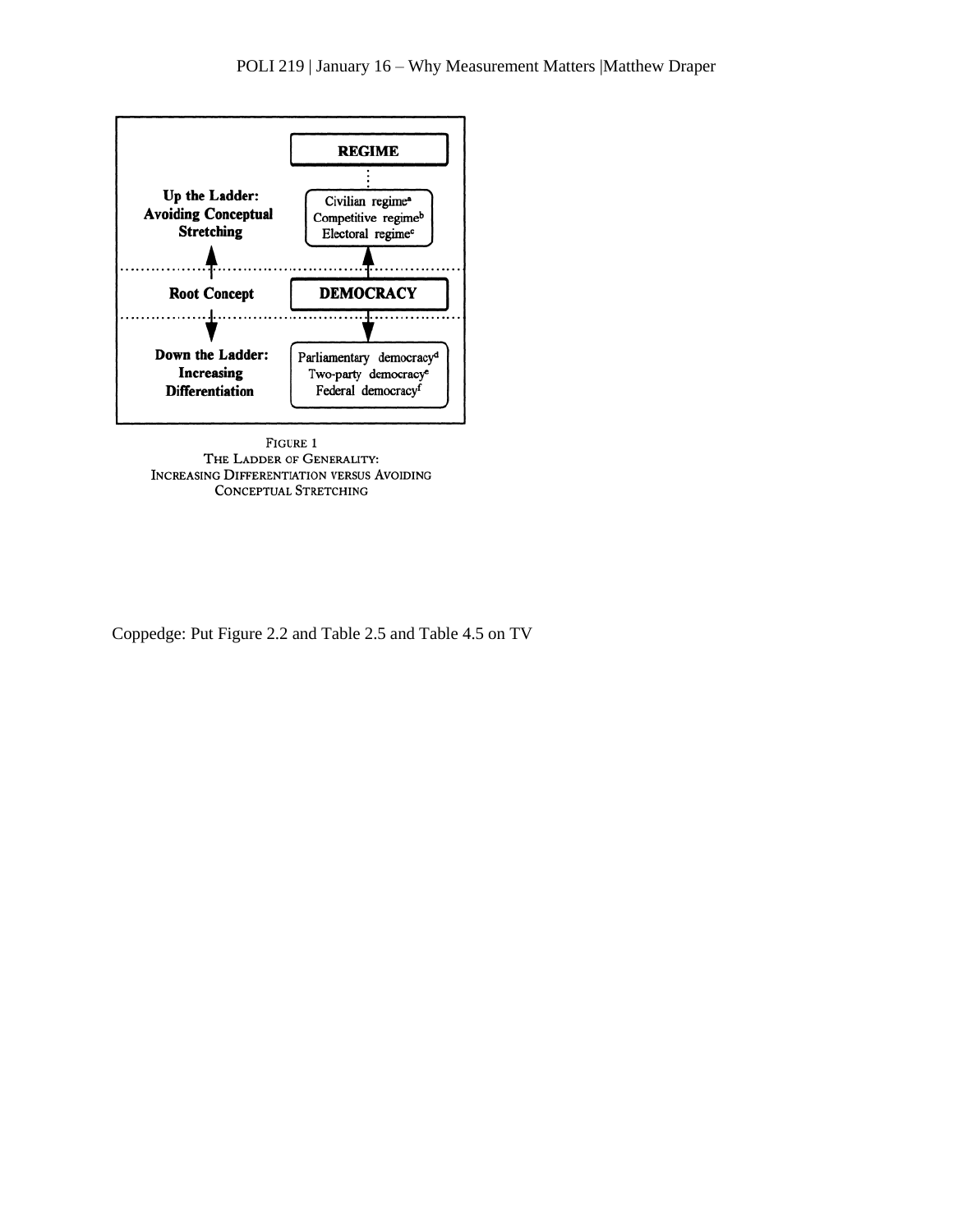REGIME

Up the Ladder: Avoiding Conceptual Stretching

Civilian regime[a]
Competitive regime[b]
Electoral regime[c]

Root Concept

DEMOCRACY

Down the Ladder: Increasing Differentiation

Parliamentary democracy[d]
Two-party democracy[e]
Federal democracy[f]

FIGURE 1
THE LADDER OF GENERALITY:
INCREASING DIFFERENTIATION VERSUS AVOIDING CONCEPTUAL STRETCHING

Coppedge: Put Figure 2.2 and Table 2.5 and Table 4.5 on TV